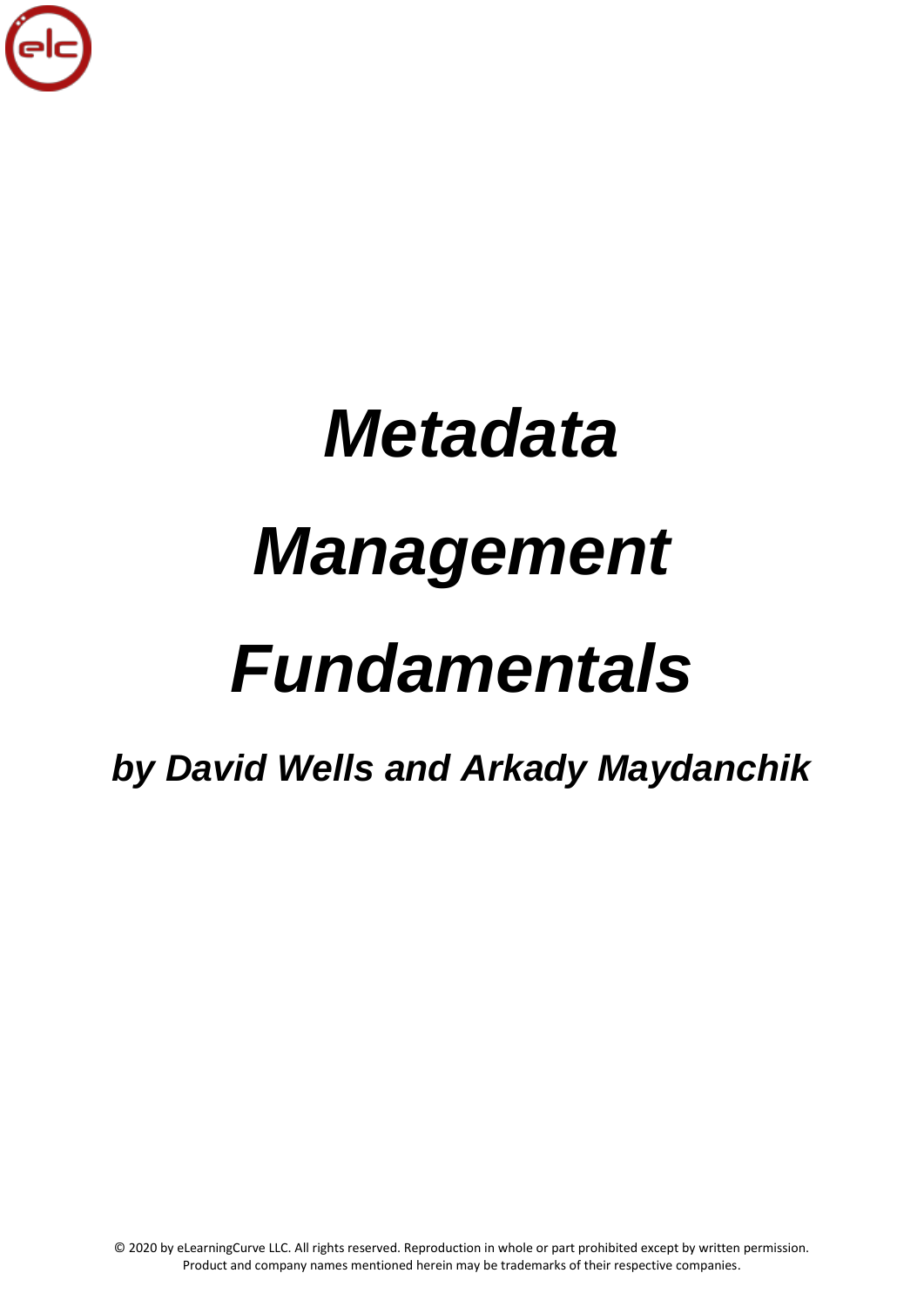# *Metadata Management Fundamentals*

***by David Wells and Arkady Maydanchik***

© 2020 by eLearningCurve LLC. All rights reserved. Reproduction in whole or part prohibited except by written permission. Product and company names mentioned herein may be trademarks of their respective companies.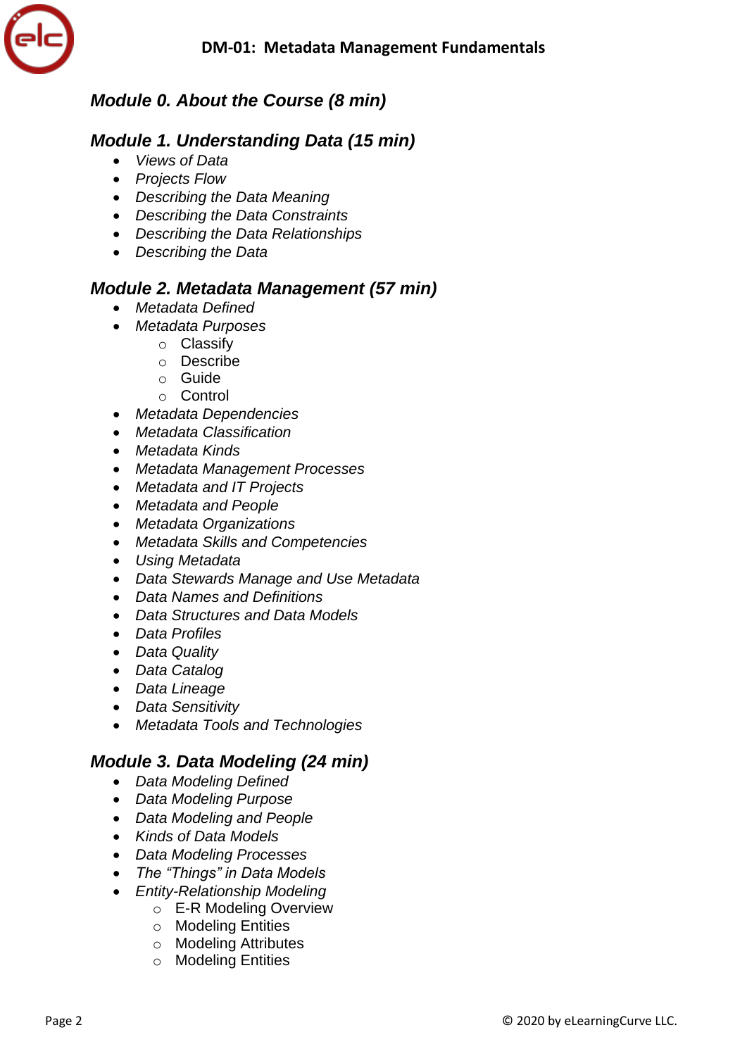## *Module 0. About the Course (8 min)*

## *Module 1. Understanding Data (15 min)*

- *Views of Data*
- *Projects Flow*
- *Describing the Data Meaning*
- *Describing the Data Constraints*
- *Describing the Data Relationships*
- *Describing the Data*

## *Module 2. Metadata Management (57 min)*

- *Metadata Defined*
- *Metadata Purposes*
    - Classify
    - Describe
    - Guide
    - Control
- *Metadata Dependencies*
- *Metadata Classification*
- *Metadata Kinds*
- *Metadata Management Processes*
- *Metadata and IT Projects*
- *Metadata and People*
- *Metadata Organizations*
- *Metadata Skills and Competencies*
- *Using Metadata*
- *Data Stewards Manage and Use Metadata*
- *Data Names and Definitions*
- *Data Structures and Data Models*
- *Data Profiles*
- *Data Quality*
- *Data Catalog*
- *Data Lineage*
- *Data Sensitivity*
- *Metadata Tools and Technologies*

## *Module 3. Data Modeling (24 min)*

- *Data Modeling Defined*
- *Data Modeling Purpose*
- *Data Modeling and People*
- *Kinds of Data Models*
- *Data Modeling Processes*
- *The "Things" in Data Models*
- *Entity-Relationship Modeling*
    - E-R Modeling Overview
    - Modeling Entities
    - Modeling Attributes
    - Modeling Entities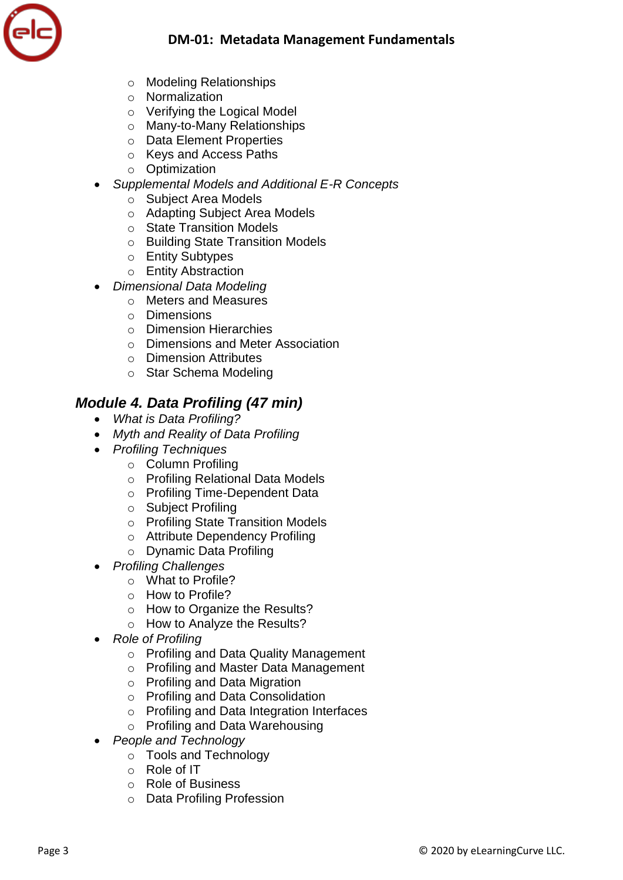- Modeling Relationships
   - Normalization
   - Verifying the Logical Model
   - Many-to-Many Relationships
   - Data Element Properties
   - Keys and Access Paths
   - Optimization
- *Supplemental Models and Additional E-R Concepts*
   - Subject Area Models
   - Adapting Subject Area Models
   - State Transition Models
   - Building State Transition Models
   - Entity Subtypes
   - Entity Abstraction
- *Dimensional Data Modeling*
   - Meters and Measures
   - Dimensions
   - Dimension Hierarchies
   - Dimensions and Meter Association
   - Dimension Attributes
   - Star Schema Modeling

## *Module 4. Data Profiling (47 min)*

- *What is Data Profiling?*
- *Myth and Reality of Data Profiling*
- *Profiling Techniques*
   - Column Profiling
   - Profiling Relational Data Models
   - Profiling Time-Dependent Data
   - Subject Profiling
   - Profiling State Transition Models
   - Attribute Dependency Profiling
   - Dynamic Data Profiling
- *Profiling Challenges*
   - What to Profile?
   - How to Profile?
   - How to Organize the Results?
   - How to Analyze the Results?
- *Role of Profiling*
   - Profiling and Data Quality Management
   - Profiling and Master Data Management
   - Profiling and Data Migration
   - Profiling and Data Consolidation
   - Profiling and Data Integration Interfaces
   - Profiling and Data Warehousing
- *People and Technology*
   - Tools and Technology
   - Role of IT
   - Role of Business
   - Data Profiling Profession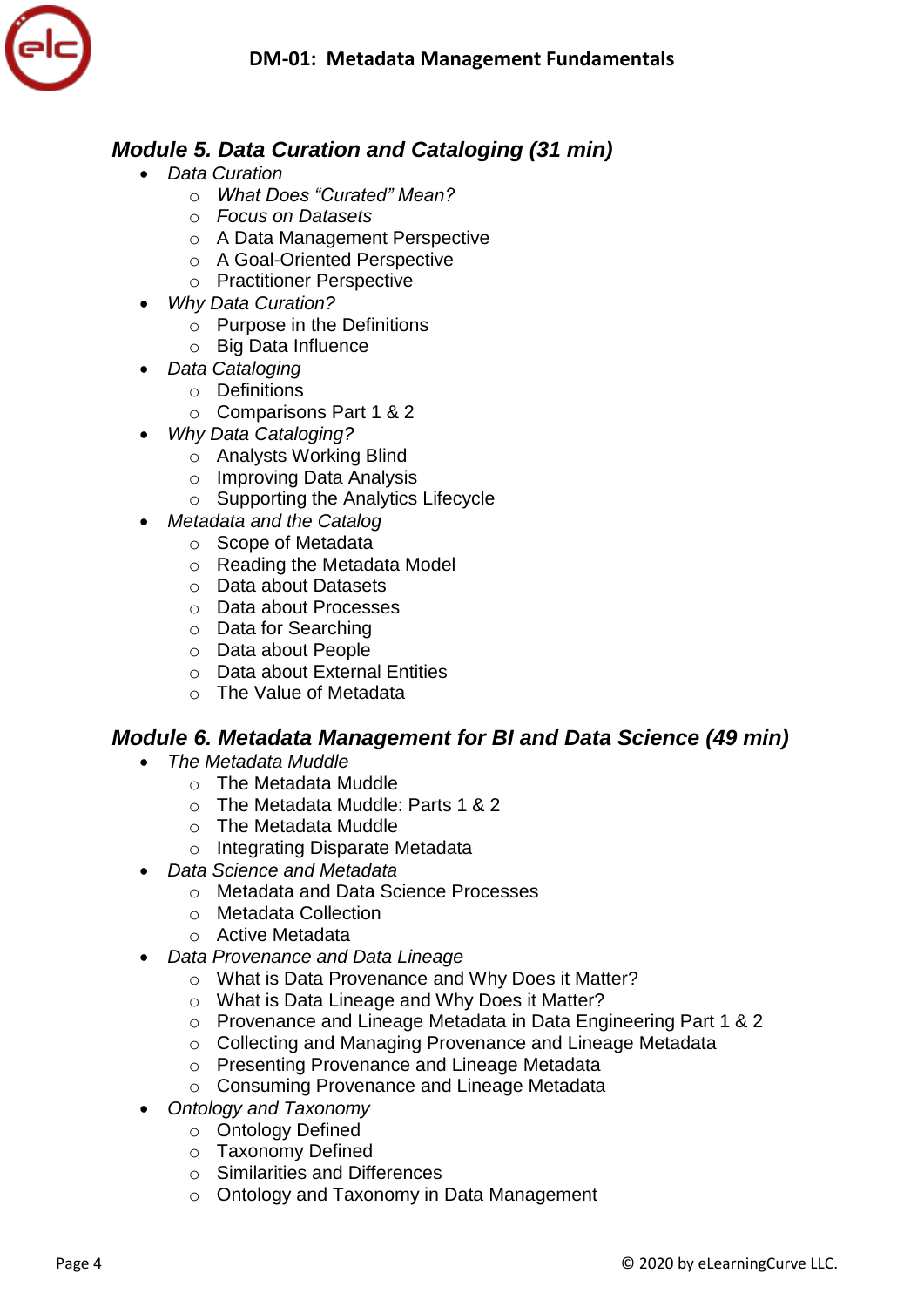## *Module 5. Data Curation and Cataloging (31 min)*

- *Data Curation*
    - *What Does "Curated" Mean?*
    - *Focus on Datasets*
    - A Data Management Perspective
    - A Goal-Oriented Perspective
    - Practitioner Perspective
- *Why Data Curation?*
    - Purpose in the Definitions
    - Big Data Influence
- *Data Cataloging*
    - Definitions
    - Comparisons Part 1 & 2
- *Why Data Cataloging?*
    - Analysts Working Blind
    - Improving Data Analysis
    - Supporting the Analytics Lifecycle
- *Metadata and the Catalog*
    - Scope of Metadata
    - Reading the Metadata Model
    - Data about Datasets
    - Data about Processes
    - Data for Searching
    - Data about People
    - Data about External Entities
    - The Value of Metadata

## *Module 6. Metadata Management for BI and Data Science (49 min)*

- *The Metadata Muddle*
    - The Metadata Muddle
    - The Metadata Muddle: Parts 1 & 2
    - The Metadata Muddle
    - Integrating Disparate Metadata
- *Data Science and Metadata*
    - Metadata and Data Science Processes
    - Metadata Collection
    - Active Metadata
- *Data Provenance and Data Lineage*
    - What is Data Provenance and Why Does it Matter?
    - What is Data Lineage and Why Does it Matter?
    - Provenance and Lineage Metadata in Data Engineering Part 1 & 2
    - Collecting and Managing Provenance and Lineage Metadata
    - Presenting Provenance and Lineage Metadata
    - Consuming Provenance and Lineage Metadata
- *Ontology and Taxonomy*
    - Ontology Defined
    - Taxonomy Defined
    - Similarities and Differences
    - Ontology and Taxonomy in Data Management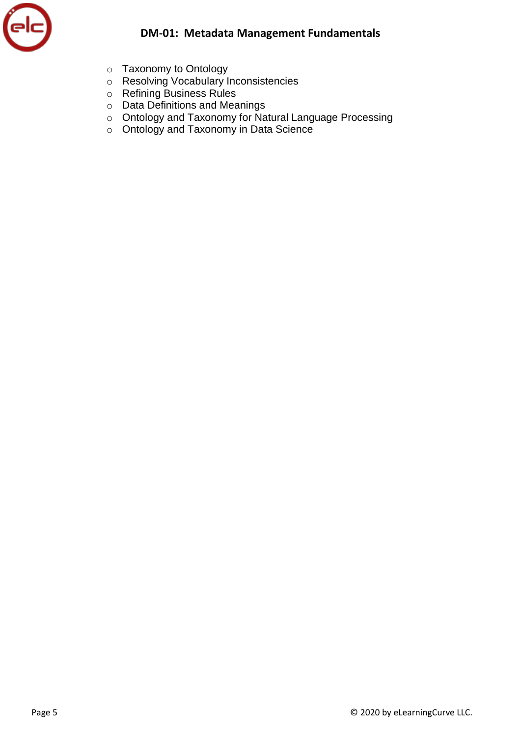- Taxonomy to Ontology
- Resolving Vocabulary Inconsistencies
- Refining Business Rules
- Data Definitions and Meanings
- Ontology and Taxonomy for Natural Language Processing
- Ontology and Taxonomy in Data Science